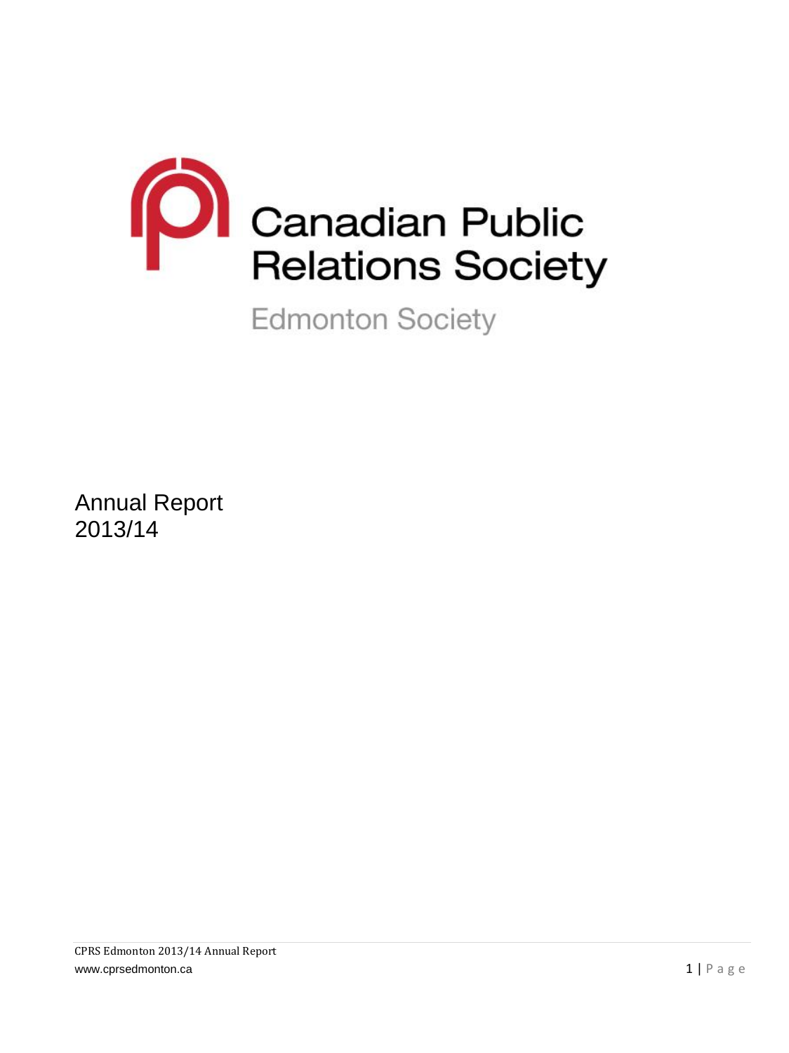# Canadian Public Relations Society

## Edmonton Society

# Annual Report 2013/14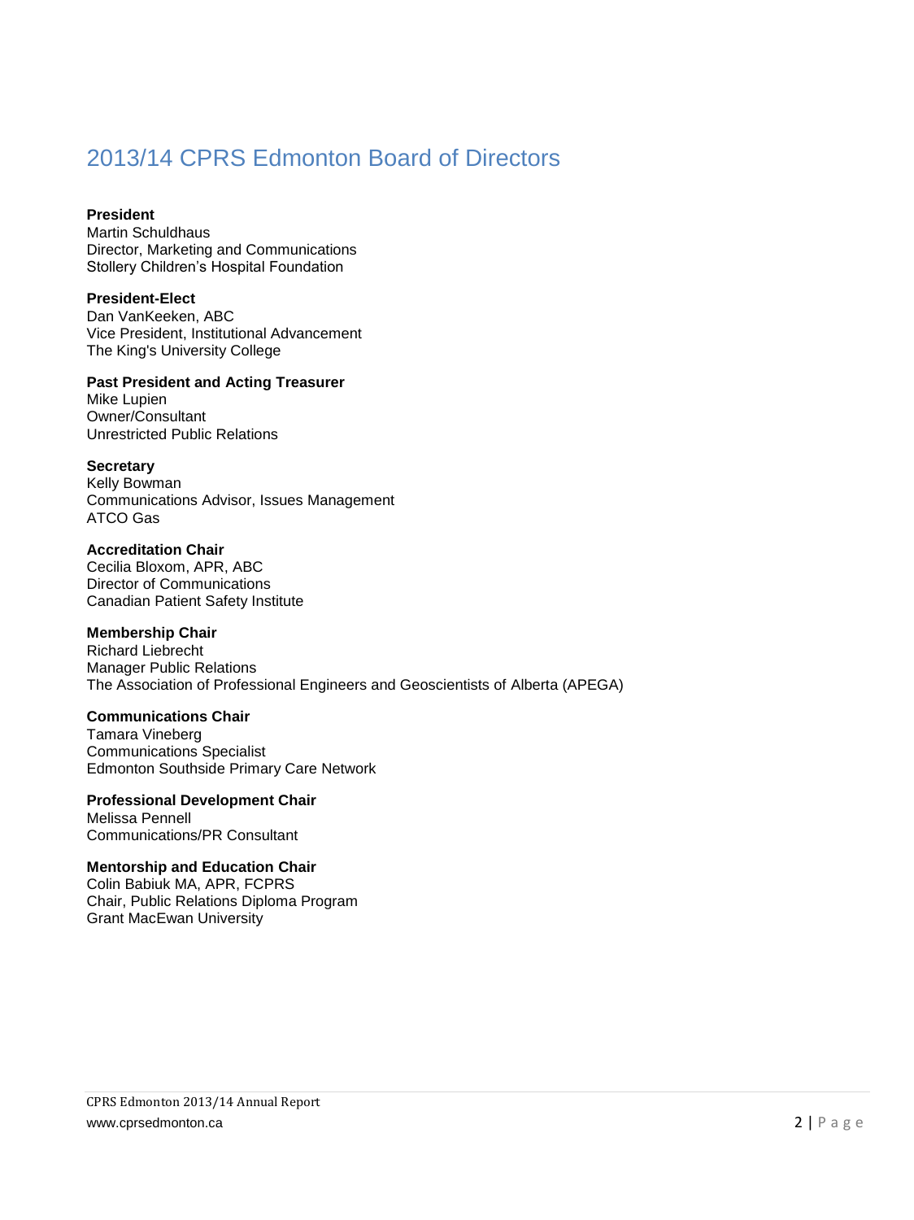# 2013/14 CPRS Edmonton Board of Directors

**President**
Martin Schuldhaus
Director, Marketing and Communications
Stollery Children's Hospital Foundation

**President-Elect**
Dan VanKeeken, ABC
Vice President, Institutional Advancement
The King's University College

**Past President and Acting Treasurer**
Mike Lupien
Owner/Consultant
Unrestricted Public Relations

**Secretary**
Kelly Bowman
Communications Advisor, Issues Management
ATCO Gas

**Accreditation Chair**
Cecilia Bloxom, APR, ABC
Director of Communications
Canadian Patient Safety Institute

**Membership Chair**
Richard Liebrecht
Manager Public Relations
The Association of Professional Engineers and Geoscientists of Alberta (APEGA)

**Communications Chair**
Tamara Vineberg
Communications Specialist
Edmonton Southside Primary Care Network

**Professional Development Chair**
Melissa Pennell
Communications/PR Consultant

**Mentorship and Education Chair**
Colin Babiuk MA, APR, FCPRS
Chair, Public Relations Diploma Program
Grant MacEwan University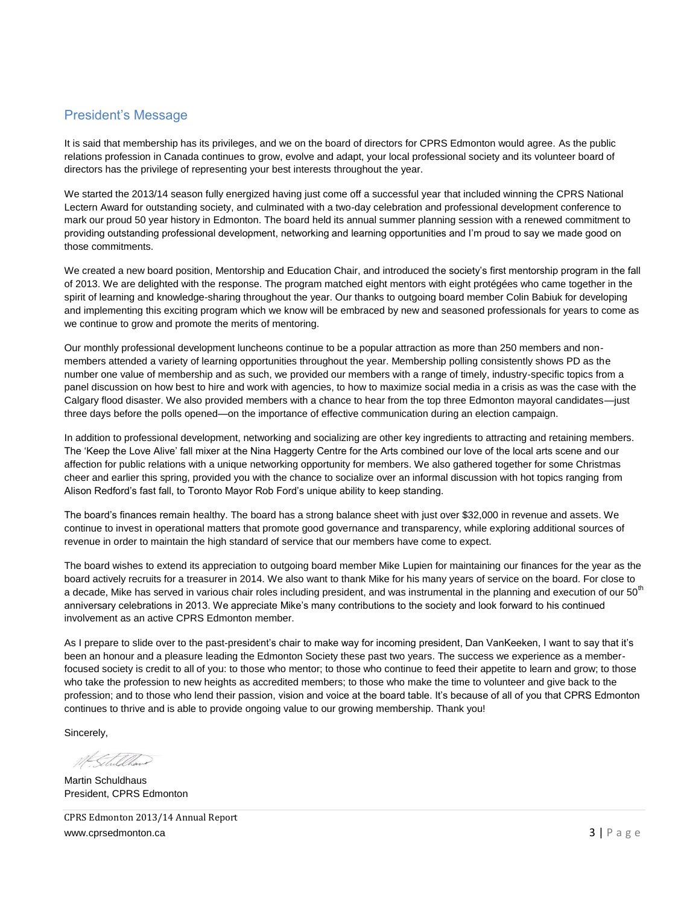## President's Message

It is said that membership has its privileges, and we on the board of directors for CPRS Edmonton would agree. As the public relations profession in Canada continues to grow, evolve and adapt, your local professional society and its volunteer board of directors has the privilege of representing your best interests throughout the year.

We started the 2013/14 season fully energized having just come off a successful year that included winning the CPRS National Lectern Award for outstanding society, and culminated with a two-day celebration and professional development conference to mark our proud 50 year history in Edmonton. The board held its annual summer planning session with a renewed commitment to providing outstanding professional development, networking and learning opportunities and I'm proud to say we made good on those commitments.

We created a new board position, Mentorship and Education Chair, and introduced the society's first mentorship program in the fall of 2013. We are delighted with the response. The program matched eight mentors with eight protégées who came together in the spirit of learning and knowledge-sharing throughout the year. Our thanks to outgoing board member Colin Babiuk for developing and implementing this exciting program which we know will be embraced by new and seasoned professionals for years to come as we continue to grow and promote the merits of mentoring.

Our monthly professional development luncheons continue to be a popular attraction as more than 250 members and non-members attended a variety of learning opportunities throughout the year. Membership polling consistently shows PD as the number one value of membership and as such, we provided our members with a range of timely, industry-specific topics from a panel discussion on how best to hire and work with agencies, to how to maximize social media in a crisis as was the case with the Calgary flood disaster. We also provided members with a chance to hear from the top three Edmonton mayoral candidates—just three days before the polls opened—on the importance of effective communication during an election campaign.

In addition to professional development, networking and socializing are other key ingredients to attracting and retaining members. The 'Keep the Love Alive' fall mixer at the Nina Haggerty Centre for the Arts combined our love of the local arts scene and our affection for public relations with a unique networking opportunity for members. We also gathered together for some Christmas cheer and earlier this spring, provided you with the chance to socialize over an informal discussion with hot topics ranging from Alison Redford's fast fall, to Toronto Mayor Rob Ford's unique ability to keep standing.

The board's finances remain healthy. The board has a strong balance sheet with just over $32,000 in revenue and assets. We continue to invest in operational matters that promote good governance and transparency, while exploring additional sources of revenue in order to maintain the high standard of service that our members have come to expect.

The board wishes to extend its appreciation to outgoing board member Mike Lupien for maintaining our finances for the year as the board actively recruits for a treasurer in 2014. We also want to thank Mike for his many years of service on the board. For close to a decade, Mike has served in various chair roles including president, and was instrumental in the planning and execution of our 50th anniversary celebrations in 2013. We appreciate Mike's many contributions to the society and look forward to his continued involvement as an active CPRS Edmonton member.

As I prepare to slide over to the past-president's chair to make way for incoming president, Dan VanKeeken, I want to say that it's been an honour and a pleasure leading the Edmonton Society these past two years. The success we experience as a member-focused society is credit to all of you: to those who mentor; to those who continue to feed their appetite to learn and grow; to those who take the profession to new heights as accredited members; to those who make the time to volunteer and give back to the profession; and to those who lend their passion, vision and voice at the board table. It's because of all of you that CPRS Edmonton continues to thrive and is able to provide ongoing value to our growing membership. Thank you!

Sincerely,

Martin Schuldhaus
President, CPRS Edmonton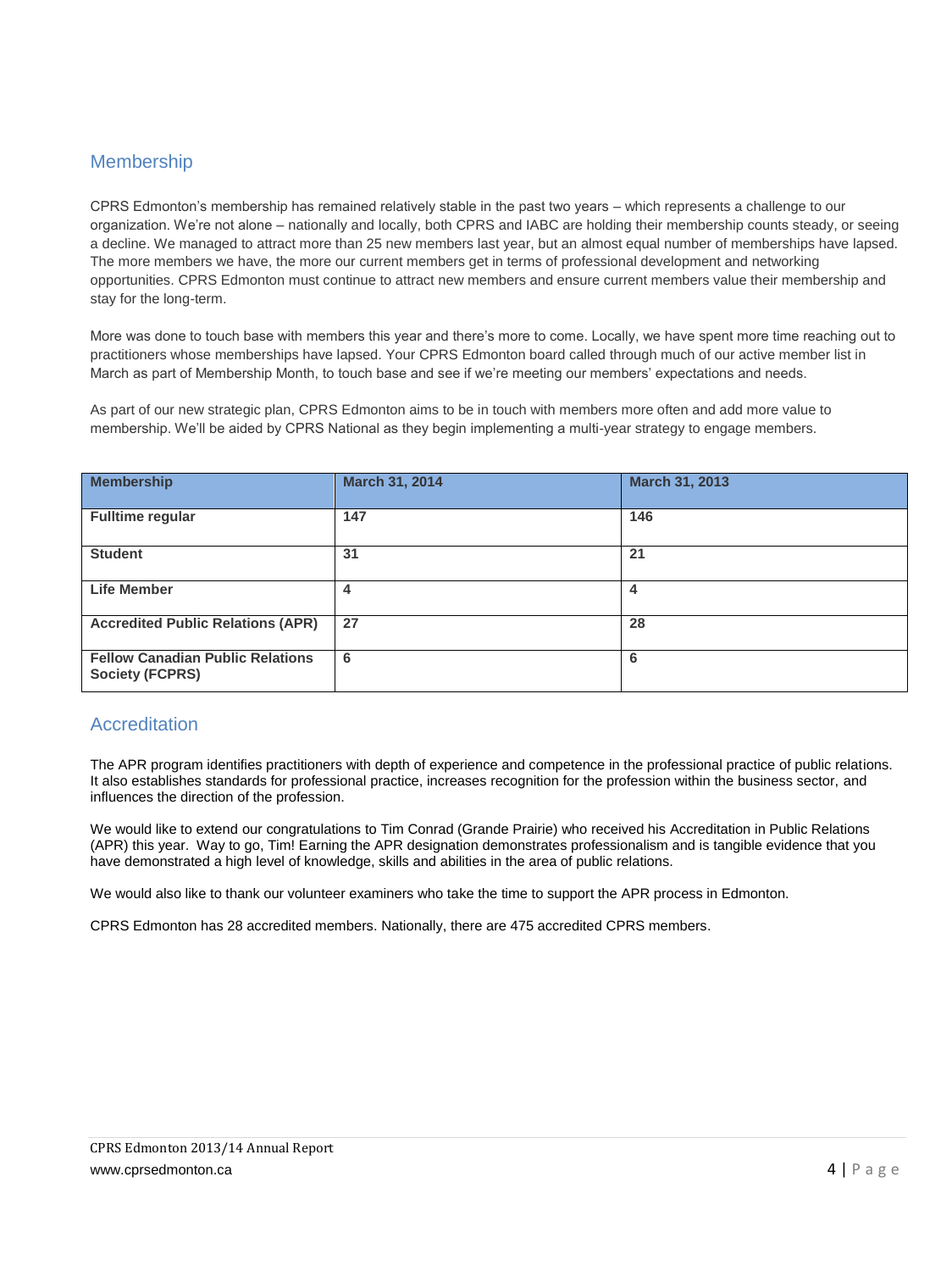## Membership

CPRS Edmonton's membership has remained relatively stable in the past two years – which represents a challenge to our organization. We're not alone – nationally and locally, both CPRS and IABC are holding their membership counts steady, or seeing a decline. We managed to attract more than 25 new members last year, but an almost equal number of memberships have lapsed. The more members we have, the more our current members get in terms of professional development and networking opportunities. CPRS Edmonton must continue to attract new members and ensure current members value their membership and stay for the long-term.

More was done to touch base with members this year and there's more to come. Locally, we have spent more time reaching out to practitioners whose memberships have lapsed. Your CPRS Edmonton board called through much of our active member list in March as part of Membership Month, to touch base and see if we're meeting our members' expectations and needs.

As part of our new strategic plan, CPRS Edmonton aims to be in touch with members more often and add more value to membership. We'll be aided by CPRS National as they begin implementing a multi-year strategy to engage members.

| Membership | March 31, 2014 | March 31, 2013 |
|---|---|---|
| **Fulltime regular** | 147 | 146 |
| **Student** | 31 | 21 |
| **Life Member** | 4 | 4 |
| **Accredited Public Relations (APR)** | 27 | 28 |
| **Fellow Canadian Public Relations Society (FCPRS)** | 6 | 6 |

## Accreditation

The APR program identifies practitioners with depth of experience and competence in the professional practice of public relations. It also establishes standards for professional practice, increases recognition for the profession within the business sector, and influences the direction of the profession.

We would like to extend our congratulations to Tim Conrad (Grande Prairie) who received his Accreditation in Public Relations (APR) this year. Way to go, Tim! Earning the APR designation demonstrates professionalism and is tangible evidence that you have demonstrated a high level of knowledge, skills and abilities in the area of public relations.

We would also like to thank our volunteer examiners who take the time to support the APR process in Edmonton.

CPRS Edmonton has 28 accredited members. Nationally, there are 475 accredited CPRS members.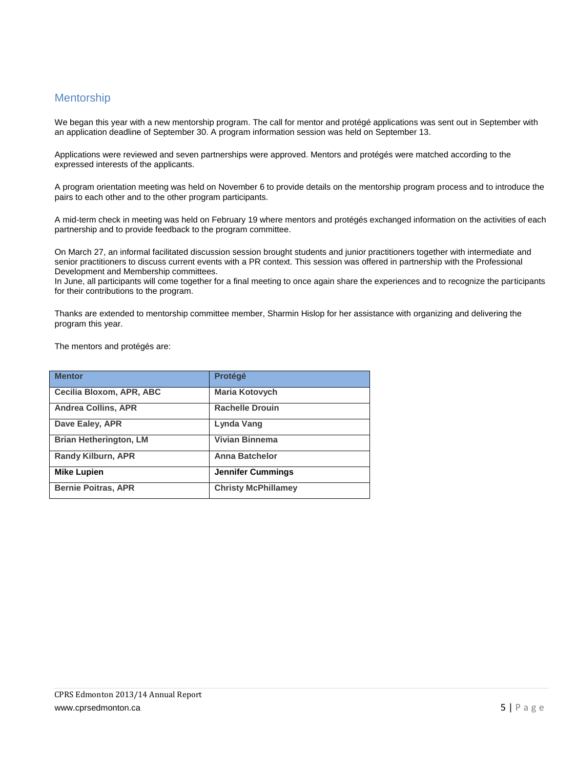## Mentorship

We began this year with a new mentorship program. The call for mentor and protégé applications was sent out in September with an application deadline of September 30. A program information session was held on September 13.

Applications were reviewed and seven partnerships were approved. Mentors and protégés were matched according to the expressed interests of the applicants.

A program orientation meeting was held on November 6 to provide details on the mentorship program process and to introduce the pairs to each other and to the other program participants.

A mid-term check in meeting was held on February 19 where mentors and protégés exchanged information on the activities of each partnership and to provide feedback to the program committee.

On March 27, an informal facilitated discussion session brought students and junior practitioners together with intermediate and senior practitioners to discuss current events with a PR context. This session was offered in partnership with the Professional Development and Membership committees.
In June, all participants will come together for a final meeting to once again share the experiences and to recognize the participants for their contributions to the program.

Thanks are extended to mentorship committee member, Sharmin Hislop for her assistance with organizing and delivering the program this year.

The mentors and protégés are:

| Mentor | Protégé |
|---|---|
| **Cecilia Bloxom, APR, ABC** | **Maria Kotovych** |
| **Andrea Collins, APR** | **Rachelle Drouin** |
| **Dave Ealey, APR** | **Lynda Vang** |
| **Brian Hetherington, LM** | **Vivian Binnema** |
| **Randy Kilburn, APR** | **Anna Batchelor** |
| **Mike Lupien** | **Jennifer Cummings** |
| **Bernie Poitras, APR** | **Christy McPhillamey** |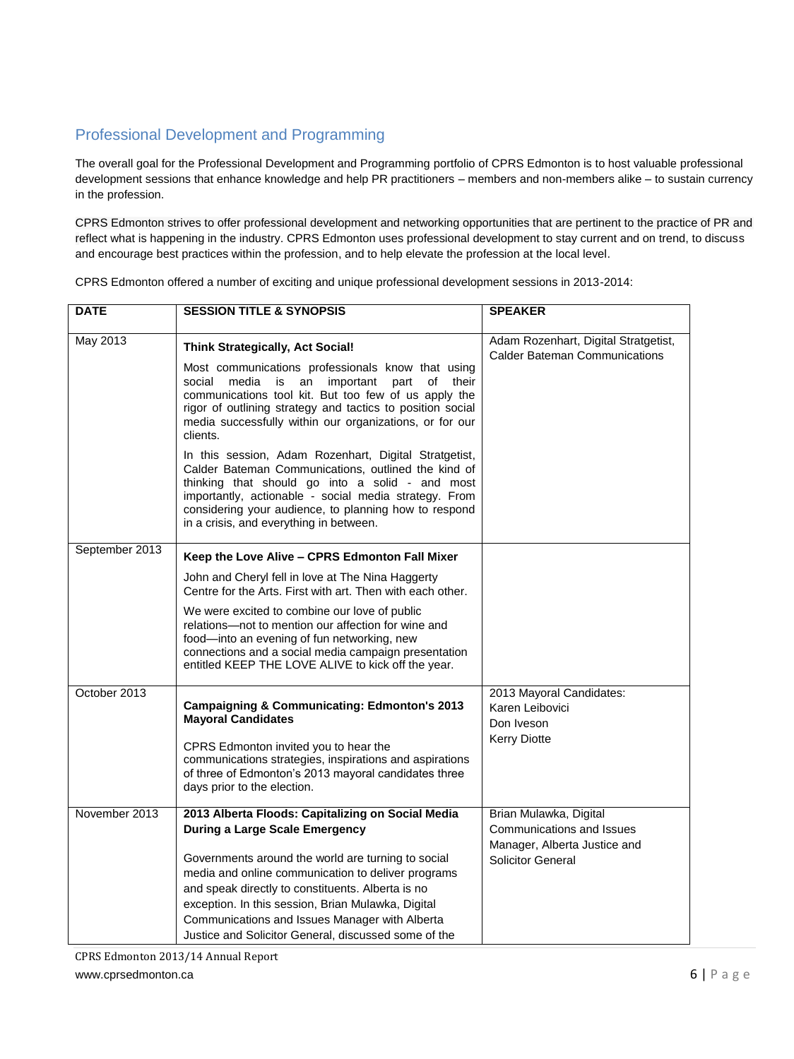## Professional Development and Programming

The overall goal for the Professional Development and Programming portfolio of CPRS Edmonton is to host valuable professional development sessions that enhance knowledge and help PR practitioners – members and non-members alike – to sustain currency in the profession.

CPRS Edmonton strives to offer professional development and networking opportunities that are pertinent to the practice of PR and reflect what is happening in the industry. CPRS Edmonton uses professional development to stay current and on trend, to discuss and encourage best practices within the profession, and to help elevate the profession at the local level.

CPRS Edmonton offered a number of exciting and unique professional development sessions in 2013-2014:

| DATE | SESSION TITLE & SYNOPSIS | SPEAKER |
|---|---|---|
| May 2013 | **Think Strategically, Act Social!**<br><br>Most communications professionals know that using social media is an important part of their communications tool kit. But too few of us apply the rigor of outlining strategy and tactics to position social media successfully within our organizations, or for our clients.<br><br>In this session, Adam Rozenhart, Digital Stratgetist, Calder Bateman Communications, outlined the kind of thinking that should go into a solid - and most importantly, actionable - social media strategy. From considering your audience, to planning how to respond in a crisis, and everything in between. | Adam Rozenhart, Digital Stratgetist, Calder Bateman Communications |
| September 2013 | **Keep the Love Alive – CPRS Edmonton Fall Mixer**<br><br>John and Cheryl fell in love at The Nina Haggerty Centre for the Arts. First with art. Then with each other.<br><br>We were excited to combine our love of public relations—not to mention our affection for wine and food—into an evening of fun networking, new connections and a social media campaign presentation entitled KEEP THE LOVE ALIVE to kick off the year. | |
| October 2013 | **Campaigning & Communicating: Edmonton's 2013 Mayoral Candidates**<br><br>CPRS Edmonton invited you to hear the communications strategies, inspirations and aspirations of three of Edmonton's 2013 mayoral candidates three days prior to the election. | 2013 Mayoral Candidates:<br>Karen Leibovici<br>Don Iveson<br>Kerry Diotte |
| November 2013 | **2013 Alberta Floods: Capitalizing on Social Media During a Large Scale Emergency**<br><br>Governments around the world are turning to social media and online communication to deliver programs and speak directly to constituents. Alberta is no exception. In this session, Brian Mulawka, Digital Communications and Issues Manager with Alberta Justice and Solicitor General, discussed some of the | Brian Mulawka, Digital Communications and Issues Manager, Alberta Justice and Solicitor General |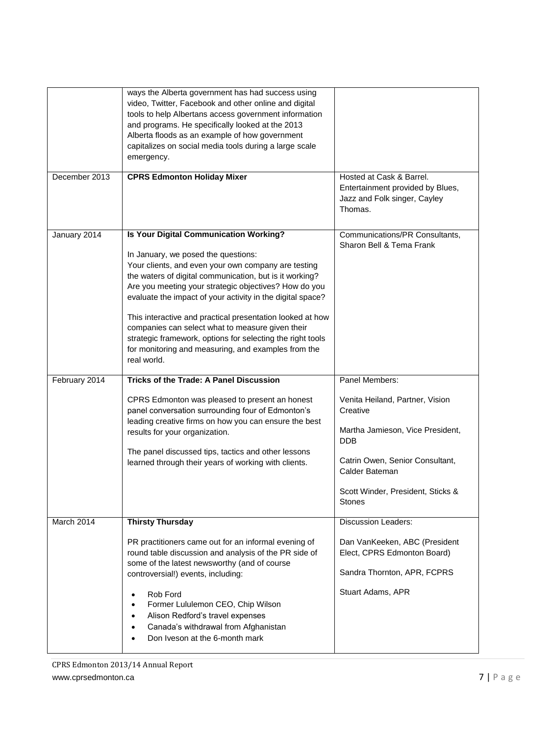| | | |
|---|---|---|
| | ways the Alberta government has had success using video, Twitter, Facebook and other online and digital tools to help Albertans access government information and programs. He specifically looked at the 2013 Alberta floods as an example of how government capitalizes on social media tools during a large scale emergency. | |
| December 2013 | **CPRS Edmonton Holiday Mixer** | Hosted at Cask & Barrel. Entertainment provided by Blues, Jazz and Folk singer, Cayley Thomas. |
| January 2014 | **Is Your Digital Communication Working?**<br><br>In January, we posed the questions:<br>Your clients, and even your own company are testing the waters of digital communication, but is it working? Are you meeting your strategic objectives? How do you evaluate the impact of your activity in the digital space?<br><br>This interactive and practical presentation looked at how companies can select what to measure given their strategic framework, options for selecting the right tools for monitoring and measuring, and examples from the real world. | Communications/PR Consultants, Sharon Bell & Tema Frank |
| February 2014 | **Tricks of the Trade: A Panel Discussion**<br><br>CPRS Edmonton was pleased to present an honest panel conversation surrounding four of Edmonton's leading creative firms on how you can ensure the best results for your organization.<br><br>The panel discussed tips, tactics and other lessons learned through their years of working with clients. | Panel Members:<br><br>Venita Heiland, Partner, Vision Creative<br><br>Martha Jamieson, Vice President, DDB<br><br>Catrin Owen, Senior Consultant, Calder Bateman<br><br>Scott Winder, President, Sticks & Stones |
| March 2014 | **Thirsty Thursday**<br><br>PR practitioners came out for an informal evening of round table discussion and analysis of the PR side of some of the latest newsworthy (and of course controversial!) events, including:<br><br>• Rob Ford<br>• Former Lululemon CEO, Chip Wilson<br>• Alison Redford's travel expenses<br>• Canada's withdrawal from Afghanistan<br>• Don Iveson at the 6-month mark | Discussion Leaders:<br><br>Dan VanKeeken, ABC (President Elect, CPRS Edmonton Board)<br><br>Sandra Thornton, APR, FCPRS<br><br>Stuart Adams, APR |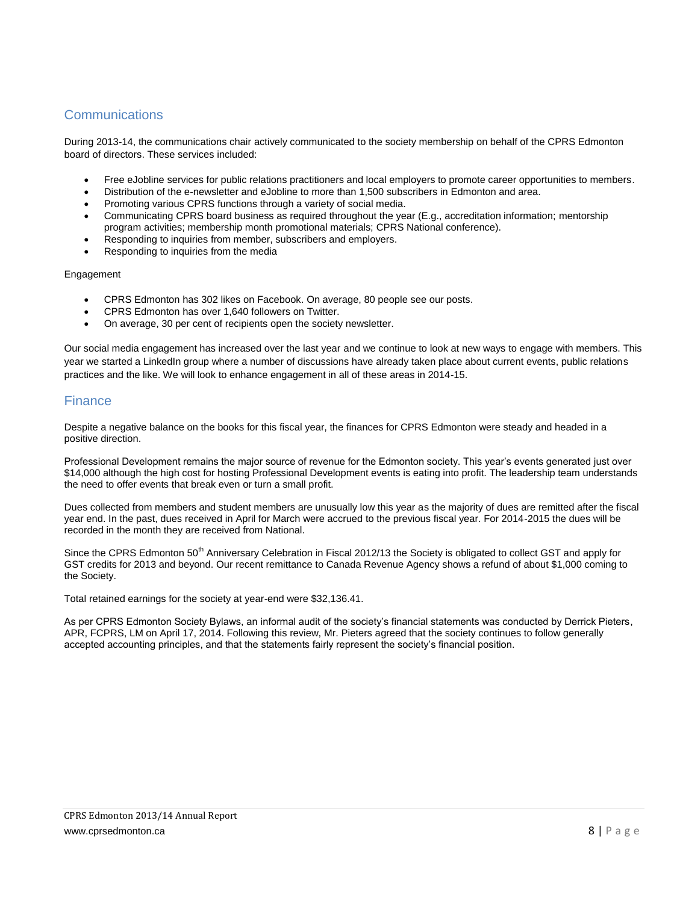## Communications

During 2013-14, the communications chair actively communicated to the society membership on behalf of the CPRS Edmonton board of directors. These services included:

- Free eJobline services for public relations practitioners and local employers to promote career opportunities to members.
- Distribution of the e-newsletter and eJobline to more than 1,500 subscribers in Edmonton and area.
- Promoting various CPRS functions through a variety of social media.
- Communicating CPRS board business as required throughout the year (E.g., accreditation information; mentorship program activities; membership month promotional materials; CPRS National conference).
- Responding to inquiries from member, subscribers and employers.
- Responding to inquiries from the media

Engagement

- CPRS Edmonton has 302 likes on Facebook. On average, 80 people see our posts.
- CPRS Edmonton has over 1,640 followers on Twitter.
- On average, 30 per cent of recipients open the society newsletter.

Our social media engagement has increased over the last year and we continue to look at new ways to engage with members. This year we started a LinkedIn group where a number of discussions have already taken place about current events, public relations practices and the like. We will look to enhance engagement in all of these areas in 2014-15.

## Finance

Despite a negative balance on the books for this fiscal year, the finances for CPRS Edmonton were steady and headed in a positive direction.

Professional Development remains the major source of revenue for the Edmonton society. This year's events generated just over $14,000 although the high cost for hosting Professional Development events is eating into profit. The leadership team understands the need to offer events that break even or turn a small profit.

Dues collected from members and student members are unusually low this year as the majority of dues are remitted after the fiscal year end. In the past, dues received in April for March were accrued to the previous fiscal year. For 2014-2015 the dues will be recorded in the month they are received from National.

Since the CPRS Edmonton 50th Anniversary Celebration in Fiscal 2012/13 the Society is obligated to collect GST and apply for GST credits for 2013 and beyond. Our recent remittance to Canada Revenue Agency shows a refund of about $1,000 coming to the Society.

Total retained earnings for the society at year-end were $32,136.41.

As per CPRS Edmonton Society Bylaws, an informal audit of the society's financial statements was conducted by Derrick Pieters, APR, FCPRS, LM on April 17, 2014. Following this review, Mr. Pieters agreed that the society continues to follow generally accepted accounting principles, and that the statements fairly represent the society's financial position.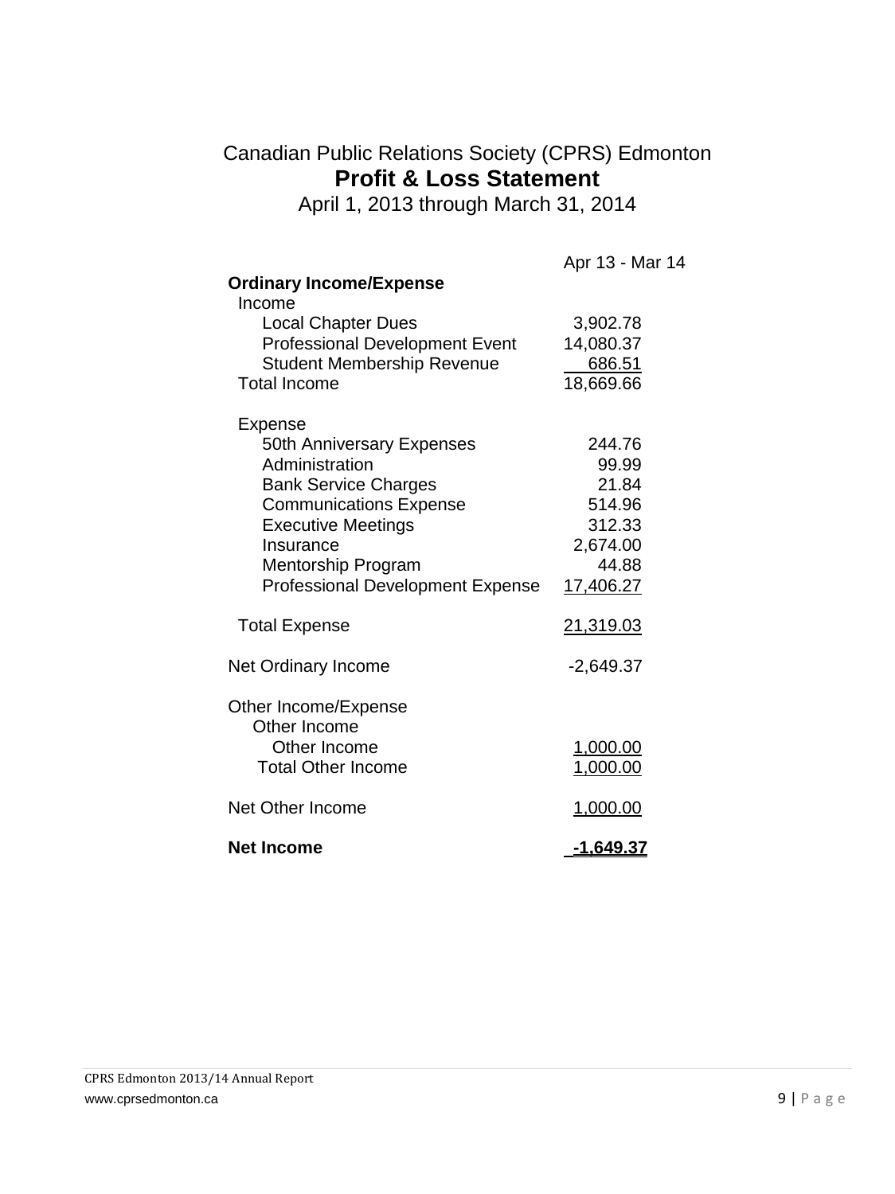Canadian Public Relations Society (CPRS) Edmonton

# Profit & Loss Statement

April 1, 2013 through March 31, 2014

| | Apr 13 - Mar 14 |
|---|---|
| **Ordinary Income/Expense** | |
| Income | |
| Local Chapter Dues | 3,902.78 |
| Professional Development Event | 14,080.37 |
| Student Membership Revenue | 686.51 |
| Total Income | 18,669.66 |
| Expense | |
| 50th Anniversary Expenses | 244.76 |
| Administration | 99.99 |
| Bank Service Charges | 21.84 |
| Communications Expense | 514.96 |
| Executive Meetings | 312.33 |
| Insurance | 2,674.00 |
| Mentorship Program | 44.88 |
| Professional Development Expense | 17,406.27 |
| Total Expense | 21,319.03 |
| Net Ordinary Income | -2,649.37 |
| Other Income/Expense | |
| Other Income | |
| Other Income | 1,000.00 |
| Total Other Income | 1,000.00 |
| Net Other Income | 1,000.00 |
| **Net Income** | **-1,649.37** |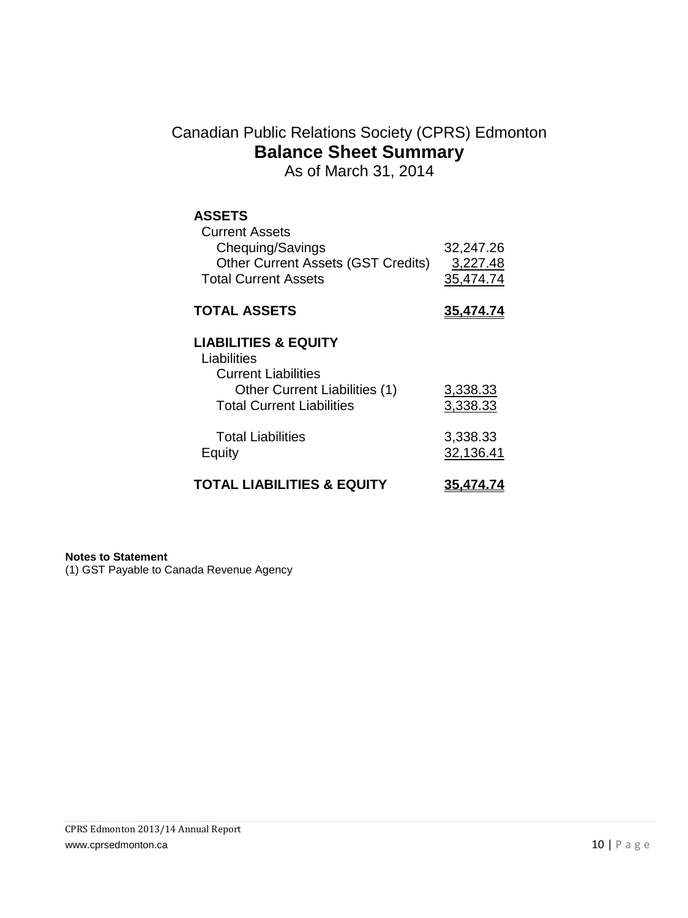Canadian Public Relations Society (CPRS) Edmonton

# Balance Sheet Summary

As of March 31, 2014

| | |
|---|---|
| **ASSETS** | |
| Current Assets | |
| Chequing/Savings | 32,247.26 |
| Other Current Assets (GST Credits) | 3,227.48 |
| Total Current Assets | 35,474.74 |
| **TOTAL ASSETS** | **35,474.74** |
| **LIABILITIES & EQUITY** | |
| Liabilities | |
| Current Liabilities | |
| Other Current Liabilities (1) | 3,338.33 |
| Total Current Liabilities | 3,338.33 |
| Total Liabilities | 3,338.33 |
| Equity | 32,136.41 |
| **TOTAL LIABILITIES & EQUITY** | **35,474.74** |

**Notes to Statement**

(1) GST Payable to Canada Revenue Agency